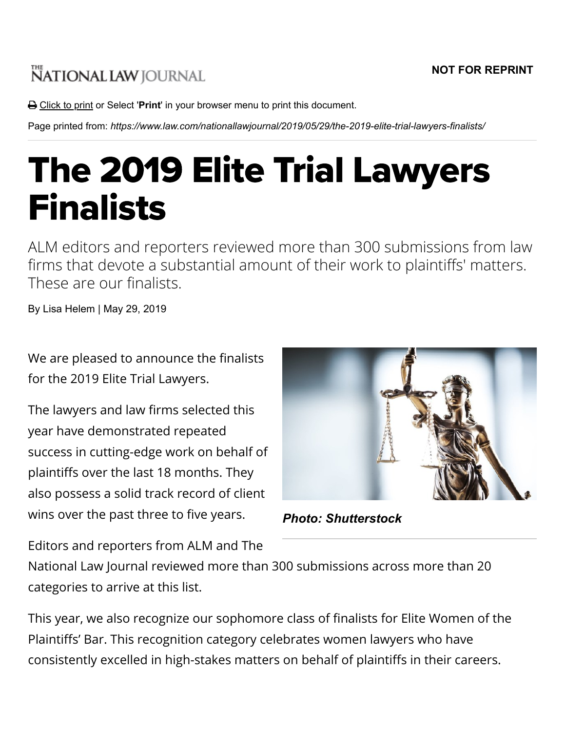NATIONAL LAW JOURNAL

**NOT FOR REPRINT**

Click to print or Select '**Print**' in your browser menu to print this document.

Page printed from: *https://www.law.com/nationallawjournal/2019/05/29/the-2019-elite-trial-lawyers-finalists/*

# The 2019 Elite Trial Lawyers Finalists

ALM editors and reporters reviewed more than 300 submissions from law firms that devote a substantial amount of their work to plaintiffs' matters. These are our finalists.

By Lisa Helem | May 29, 2019

We are pleased to announce the finalists for the 2019 Elite Trial Lawyers.

The lawyers and law firms selected this year have demonstrated repeated success in cutting-edge work on behalf of plaintiffs over the last 18 months. They also possess a solid track record of client wins over the past three to five years.

***Photo: Shutterstock***

Editors and reporters from ALM and The National Law Journal reviewed more than 300 submissions across more than 20 categories to arrive at this list.

This year, we also recognize our sophomore class of finalists for Elite Women of the Plaintiffs' Bar. This recognition category celebrates women lawyers who have consistently excelled in high-stakes matters on behalf of plaintiffs in their careers.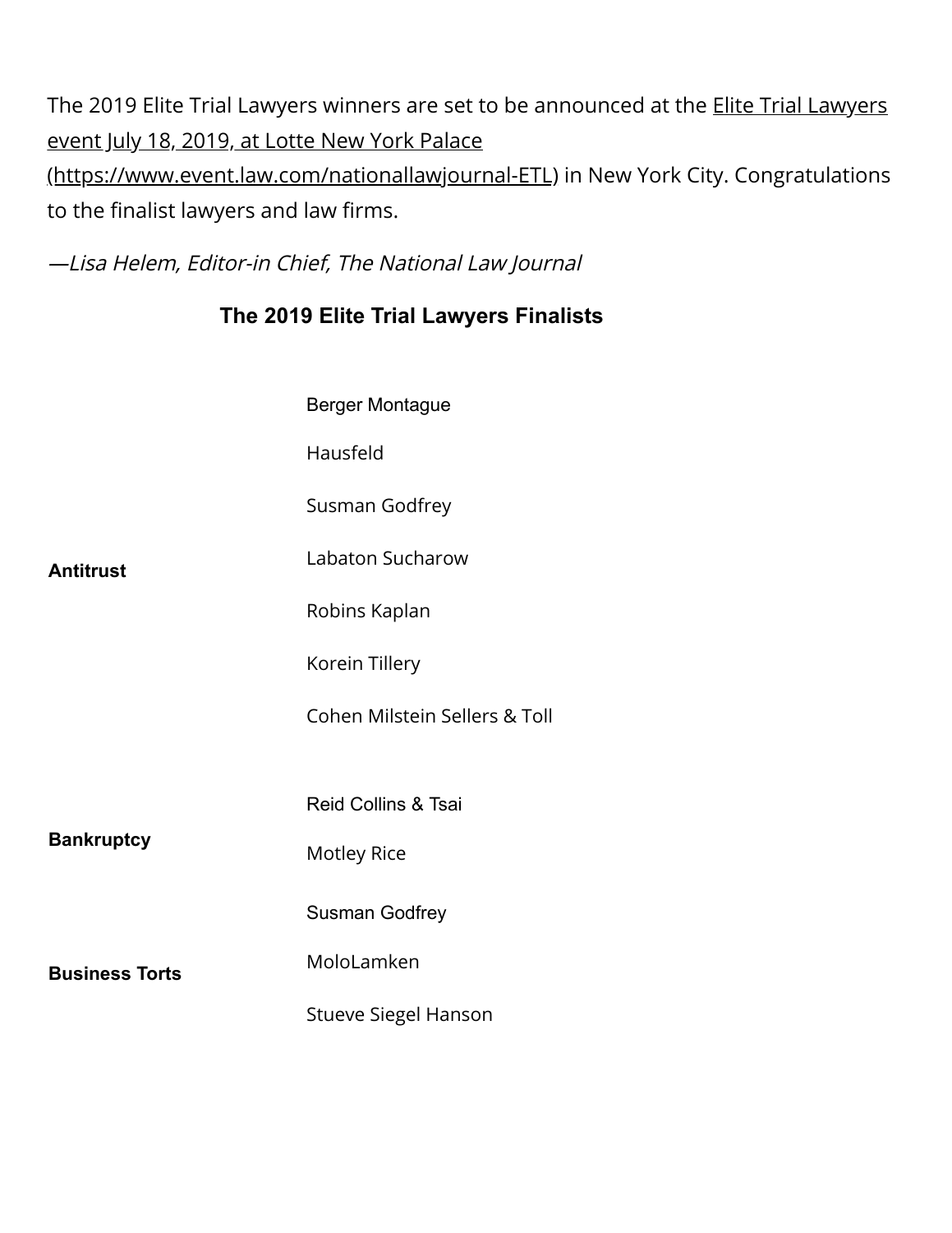The 2019 Elite Trial Lawyers winners are set to be announced at the Elite Trial Lawyers event July 18, 2019, at Lotte New York Palace (https://www.event.law.com/nationallawjournal-ETL) in New York City. Congratulations to the finalist lawyers and law firms.

*—Lisa Helem, Editor-in Chief, The National Law Journal*

## The 2019 Elite Trial Lawyers Finalists

| | |
|---|---|
| **Antitrust** | Berger Montague |
| | Hausfeld |
| | Susman Godfrey |
| | Labaton Sucharow |
| | Robins Kaplan |
| | Korein Tillery |
| | Cohen Milstein Sellers & Toll |
| **Bankruptcy** | Reid Collins & Tsai |
| | Motley Rice |
| **Business Torts** | Susman Godfrey |
| | MoloLamken |
| | Stueve Siegel Hanson |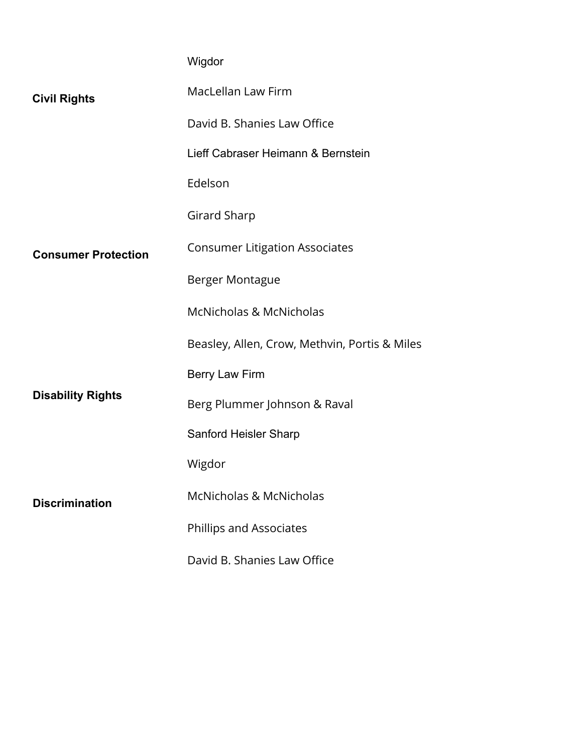| | |
|---|---|
| **Civil Rights** | Wigdor<br>MacLellan Law Firm<br>David B. Shanies Law Office |
| **Consumer Protection** | Lieff Cabraser Heimann & Bernstein<br>Edelson<br>Girard Sharp<br>Consumer Litigation Associates<br>Berger Montague<br>McNicholas & McNicholas<br>Beasley, Allen, Crow, Methvin, Portis & Miles |
| **Disability Rights** | Berry Law Firm<br>Berg Plummer Johnson & Raval<br>Sanford Heisler Sharp |
| **Discrimination** | Wigdor<br>McNicholas & McNicholas<br>Phillips and Associates<br>David B. Shanies Law Office |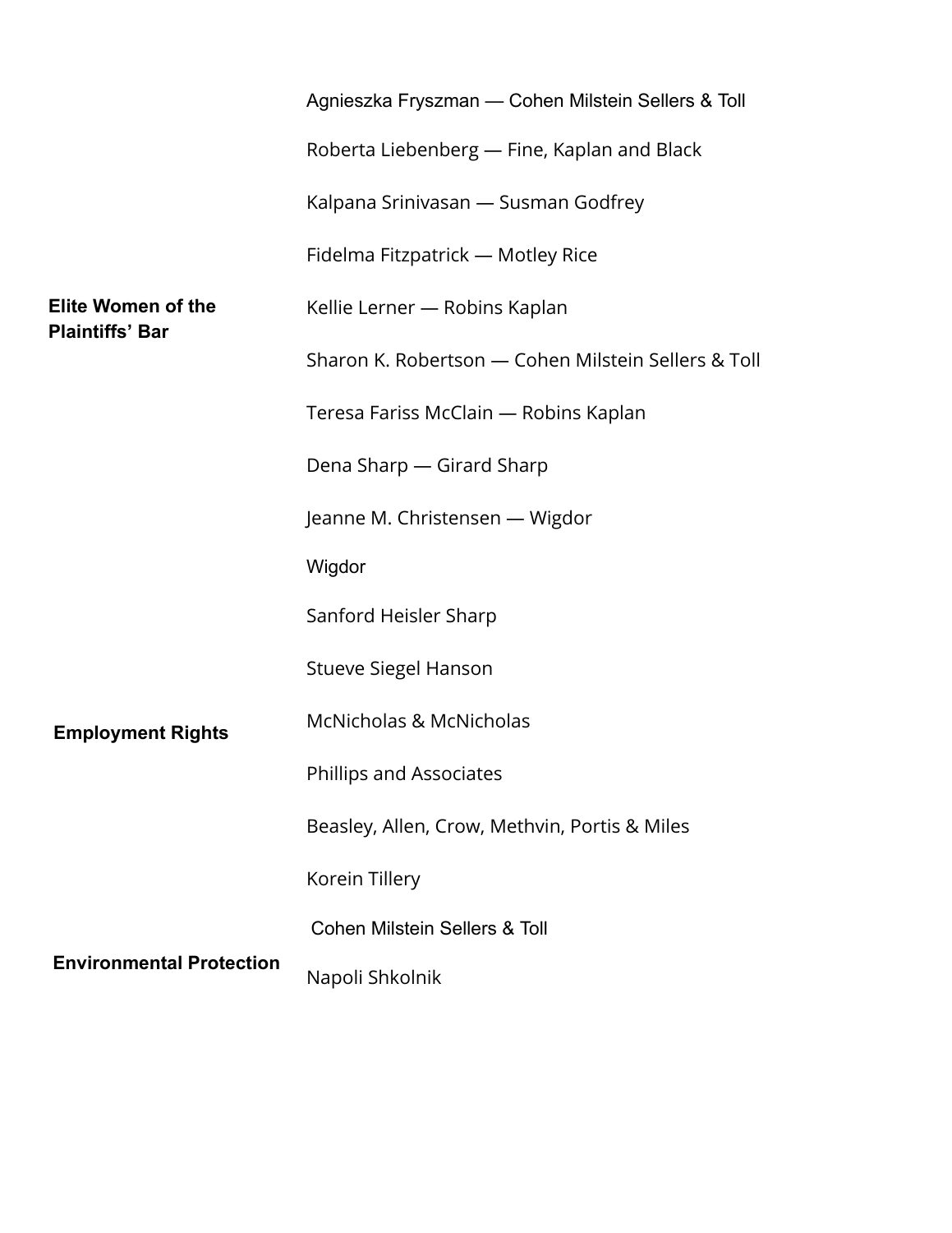| | |
|---|---|
| **Elite Women of the Plaintiffs' Bar** | Agnieszka Fryszman — Cohen Milstein Sellers & Toll |
| | Roberta Liebenberg — Fine, Kaplan and Black |
| | Kalpana Srinivasan — Susman Godfrey |
| | Fidelma Fitzpatrick — Motley Rice |
| | Kellie Lerner — Robins Kaplan |
| | Sharon K. Robertson — Cohen Milstein Sellers & Toll |
| | Teresa Fariss McClain — Robins Kaplan |
| | Dena Sharp — Girard Sharp |
| | Jeanne M. Christensen — Wigdor |
| **Employment Rights** | Wigdor |
| | Sanford Heisler Sharp |
| | Stueve Siegel Hanson |
| | McNicholas & McNicholas |
| | Phillips and Associates |
| **Environmental Protection** | Beasley, Allen, Crow, Methvin, Portis & Miles |
| | Korein Tillery |
| | Cohen Milstein Sellers & Toll |
| | Napoli Shkolnik |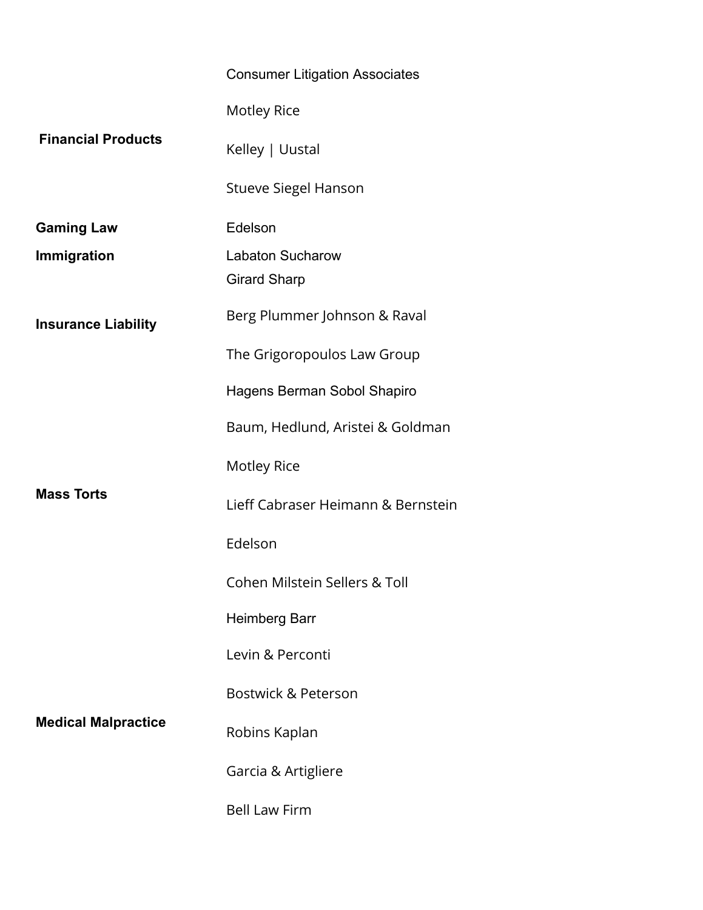| | |
|---|---|
| **Financial Products** | Consumer Litigation Associates |
| | Motley Rice |
| | Kelley \| Uustal |
| | Stueve Siegel Hanson |
| **Gaming Law** | Edelson |
| **Immigration** | Labaton Sucharow |
| | Girard Sharp |
| **Insurance Liability** | Berg Plummer Johnson & Raval |
| | The Grigoropoulos Law Group |
| **Mass Torts** | Hagens Berman Sobol Shapiro |
| | Baum, Hedlund, Aristei & Goldman |
| | Motley Rice |
| | Lieff Cabraser Heimann & Bernstein |
| | Edelson |
| | Cohen Milstein Sellers & Toll |
| | Heimberg Barr |
| **Medical Malpractice** | Levin & Perconti |
| | Bostwick & Peterson |
| | Robins Kaplan |
| | Garcia & Artigliere |
| | Bell Law Firm |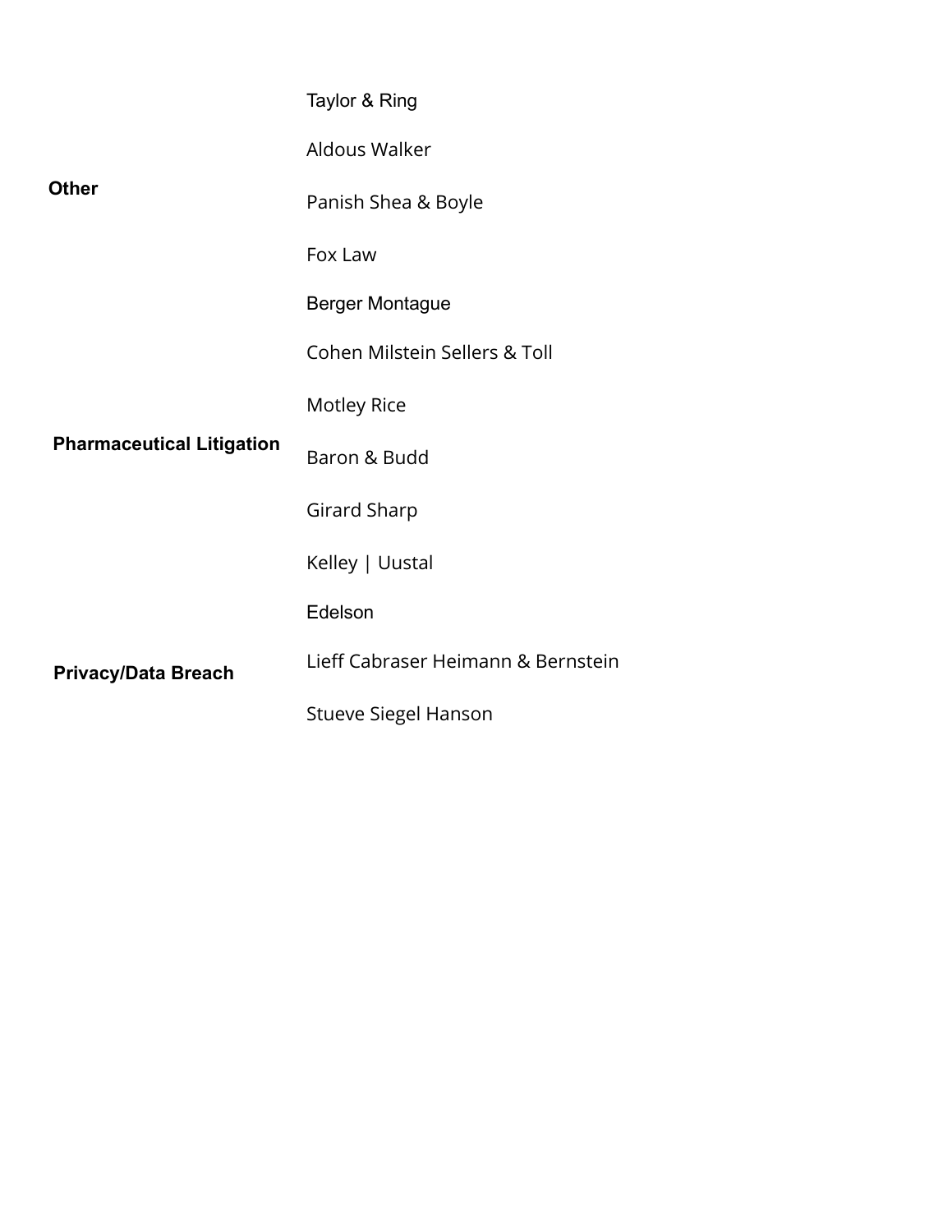| | |
|---|---|
| Other | Taylor & Ring |
| | Aldous Walker |
| | Panish Shea & Boyle |
| | Fox Law |
| Pharmaceutical Litigation | Berger Montague |
| | Cohen Milstein Sellers & Toll |
| | Motley Rice |
| | Baron & Budd |
| | Girard Sharp |
| | Kelley \| Uustal |
| Privacy/Data Breach | Edelson |
| | Lieff Cabraser Heimann & Bernstein |
| | Stueve Siegel Hanson |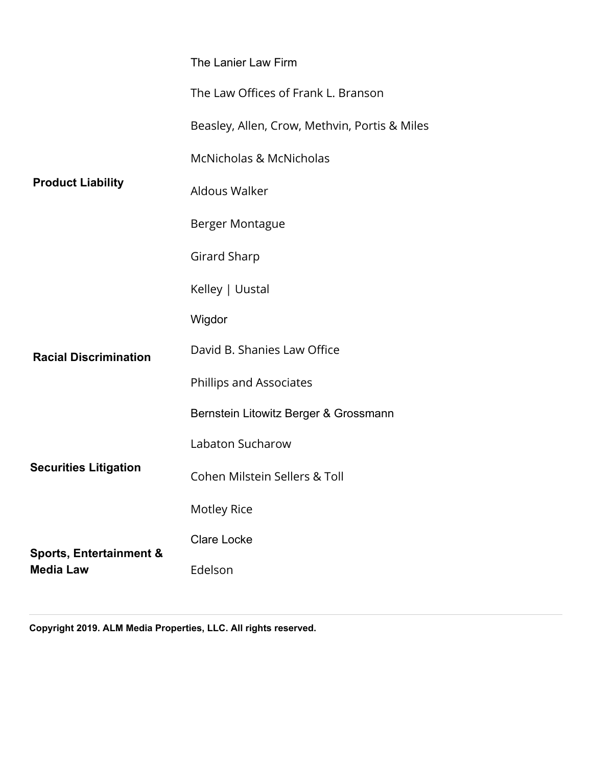| | |
|---|---|
| **Product Liability** | The Lanier Law Firm |
| | The Law Offices of Frank L. Branson |
| | Beasley, Allen, Crow, Methvin, Portis & Miles |
| | McNicholas & McNicholas |
| | Aldous Walker |
| | Berger Montague |
| | Girard Sharp |
| | Kelley \| Uustal |
| **Racial Discrimination** | Wigdor |
| | David B. Shanies Law Office |
| | Phillips and Associates |
| **Securities Litigation** | Bernstein Litowitz Berger & Grossmann |
| | Labaton Sucharow |
| | Cohen Milstein Sellers & Toll |
| | Motley Rice |
| **Sports, Entertainment & Media Law** | Clare Locke |
| | Edelson |

**Copyright 2019. ALM Media Properties, LLC. All rights reserved.**